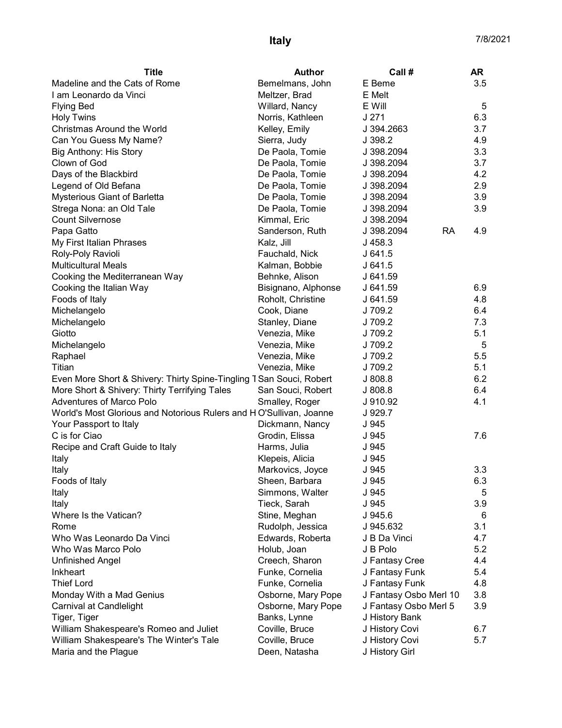# Italy

7/8/2021

| Title | Author | Call # | | AR |
|---|---|---|---|---|
| Madeline and the Cats of Rome | Bemelmans, John | E Beme | | 3.5 |
| I am Leonardo da Vinci | Meltzer, Brad | E Melt | | |
| Flying Bed | Willard, Nancy | E Will | | 5 |
| Holy Twins | Norris, Kathleen | J 271 | | 6.3 |
| Christmas Around the World | Kelley, Emily | J 394.2663 | | 3.7 |
| Can You Guess My Name? | Sierra, Judy | J 398.2 | | 4.9 |
| Big Anthony: His Story | De Paola, Tomie | J 398.2094 | | 3.3 |
| Clown of God | De Paola, Tomie | J 398.2094 | | 3.7 |
| Days of the Blackbird | De Paola, Tomie | J 398.2094 | | 4.2 |
| Legend of Old Befana | De Paola, Tomie | J 398.2094 | | 2.9 |
| Mysterious Giant of Barletta | De Paola, Tomie | J 398.2094 | | 3.9 |
| Strega Nona: an Old Tale | De Paola, Tomie | J 398.2094 | | 3.9 |
| Count Silvernose | Kimmal, Eric | J 398.2094 | | |
| Papa Gatto | Sanderson, Ruth | J 398.2094 | RA | 4.9 |
| My First Italian Phrases | Kalz, Jill | J 458.3 | | |
| Roly-Poly Ravioli | Fauchald, Nick | J 641.5 | | |
| Multicultural Meals | Kalman, Bobbie | J 641.5 | | |
| Cooking the Mediterranean Way | Behnke, Alison | J 641.59 | | |
| Cooking the Italian Way | Bisignano, Alphonse | J 641.59 | | 6.9 |
| Foods of Italy | Roholt, Christine | J 641.59 | | 4.8 |
| Michelangelo | Cook, Diane | J 709.2 | | 6.4 |
| Michelangelo | Stanley, Diane | J 709.2 | | 7.3 |
| Giotto | Venezia, Mike | J 709.2 | | 5.1 |
| Michelangelo | Venezia, Mike | J 709.2 | | 5 |
| Raphael | Venezia, Mike | J 709.2 | | 5.5 |
| Titian | Venezia, Mike | J 709.2 | | 5.1 |
| Even More Short & Shivery: Thirty Spine-Tingling T | San Souci, Robert | J 808.8 | | 6.2 |
| More Short & Shivery: Thirty Terrifying Tales | San Souci, Robert | J 808.8 | | 6.4 |
| Adventures of Marco Polo | Smalley, Roger | J 910.92 | | 4.1 |
| World's Most Glorious and Notorious Rulers and H | O'Sullivan, Joanne | J 929.7 | | |
| Your Passport to Italy | Dickmann, Nancy | J 945 | | |
| C is for Ciao | Grodin, Elissa | J 945 | | 7.6 |
| Recipe and Craft Guide to Italy | Harms, Julia | J 945 | | |
| Italy | Klepeis, Alicia | J 945 | | |
| Italy | Markovics, Joyce | J 945 | | 3.3 |
| Foods of Italy | Sheen, Barbara | J 945 | | 6.3 |
| Italy | Simmons, Walter | J 945 | | 5 |
| Italy | Tieck, Sarah | J 945 | | 3.9 |
| Where Is the Vatican? | Stine, Meghan | J 945.6 | | 6 |
| Rome | Rudolph, Jessica | J 945.632 | | 3.1 |
| Who Was Leonardo Da Vinci | Edwards, Roberta | J B Da Vinci | | 4.7 |
| Who Was Marco Polo | Holub, Joan | J B Polo | | 5.2 |
| Unfinished Angel | Creech, Sharon | J Fantasy Cree | | 4.4 |
| Inkheart | Funke, Cornelia | J Fantasy Funk | | 5.4 |
| Thief Lord | Funke, Cornelia | J Fantasy Funk | | 4.8 |
| Monday With a Mad Genius | Osborne, Mary Pope | J Fantasy Osbo Merl 10 | | 3.8 |
| Carnival at Candlelight | Osborne, Mary Pope | J Fantasy Osbo Merl 5 | | 3.9 |
| Tiger, Tiger | Banks, Lynne | J History Bank | | |
| William Shakespeare's Romeo and Juliet | Coville, Bruce | J History Covi | | 6.7 |
| William Shakespeare's The Winter's Tale | Coville, Bruce | J History Covi | | 5.7 |
| Maria and the Plague | Deen, Natasha | J History Girl | | |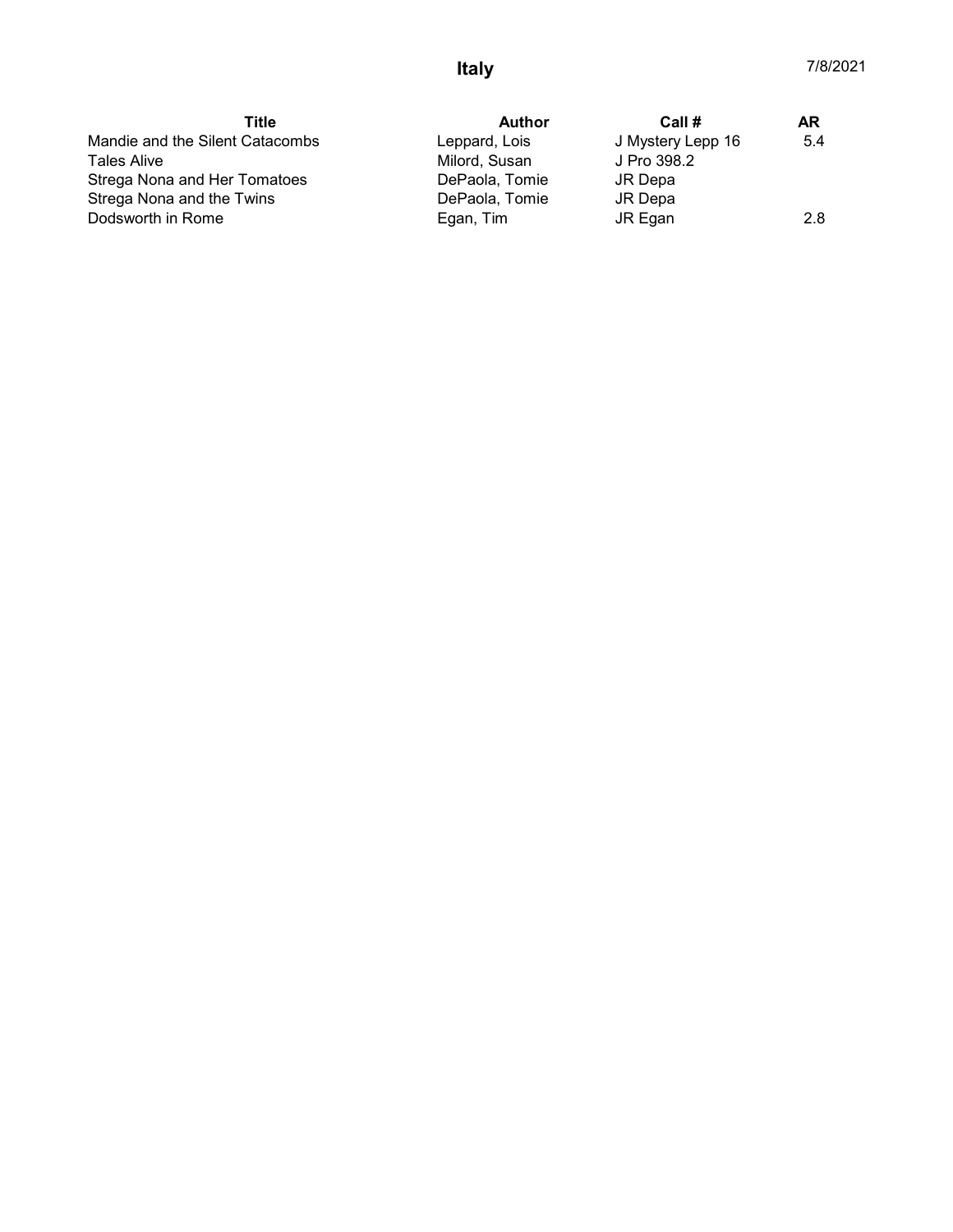# Italy

7/8/2021

| Title | Author | Call # | AR |
|---|---|---|---|
| Mandie and the Silent Catacombs | Leppard, Lois | J Mystery Lepp 16 | 5.4 |
| Tales Alive | Milord, Susan | J Pro 398.2 | |
| Strega Nona and Her Tomatoes | DePaola, Tomie | JR Depa | |
| Strega Nona and the Twins | DePaola, Tomie | JR Depa | |
| Dodsworth in Rome | Egan, Tim | JR Egan | 2.8 |